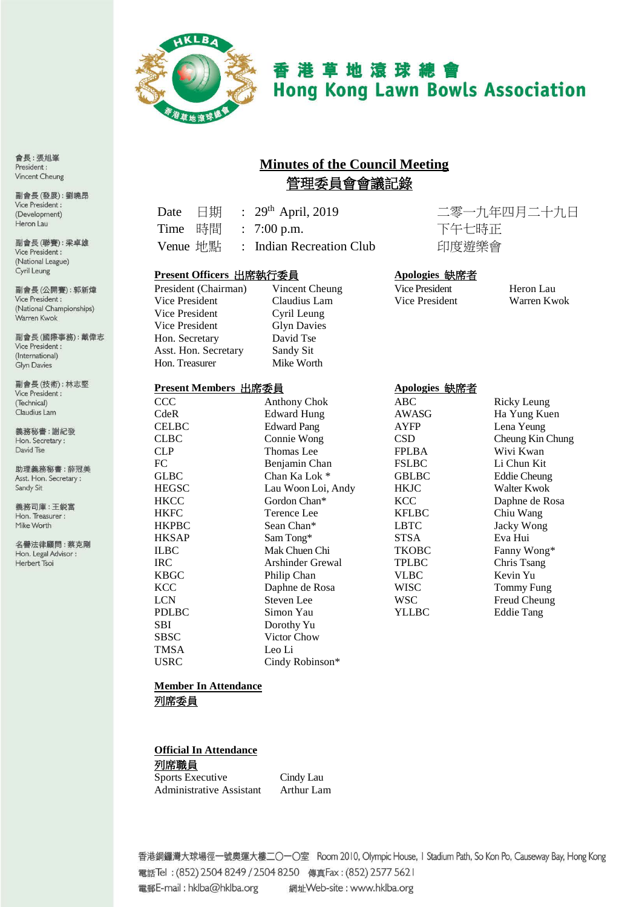# 香港草地滾球總會
# Hong Kong Lawn Bowls Association

會長：張旭峯
President :
Vincent Cheung

副會長 (發展)：劉曉昂
Vice President :
(Development)
Heron Lau

副會長 (聯賽)：梁卓雄
Vice President :
(National League)
Cyril Leung

副會長 (公開賽)：郭新煒
Vice President :
(National Championships)
Warren Kwok

副會長 (國際事務)：戴偉志
Vice President :
(International)
Glyn Davies

副會長 (技術)：林志堅
Vice President :
(Technical)
Claudius Lam

義務秘書：謝紀發
Hon. Secretary :
David Tse

助理義務秘書：薛冠美
Asst. Hon. Secretary :
Sandy Sit

義務司庫：王銳富
Hon. Treasurer :
Mike Worth

名譽法律顧問：蔡克剛
Hon. Legal Advisor :
Herbert Tsoi

## Minutes of the Council Meeting
## 管理委員會會議記錄

| | | | |
|---|---|---|---|
| Date 日期 | : | 29th April, 2019 | 二零一九年四月二十九日 |
| Time 時間 | : | 7:00 p.m. | 下午七時正 |
| Venue 地點 | : | Indian Recreation Club | 印度遊樂會 |

**Present Officers 出席執行委員**

| | |
|---|---|
| President (Chairman) | Vincent Cheung |
| Vice President | Claudius Lam |
| Vice President | Cyril Leung |
| Vice President | Glyn Davies |
| Hon. Secretary | David Tse |
| Asst. Hon. Secretary | Sandy Sit |
| Hon. Treasurer | Mike Worth |

**Apologies 缺席者**

| | |
|---|---|
| Vice President | Heron Lau |
| Vice President | Warren Kwok |

**Present Members 出席委員**

| | |
|---|---|
| CCC | Anthony Chok |
| CdeR | Edward Hung |
| CELBC | Edward Pang |
| CLBC | Connie Wong |
| CLP | Thomas Lee |
| FC | Benjamin Chan |
| GLBC | Chan Ka Lok * |
| HEGSC | Lau Woon Loi, Andy |
| HKCC | Gordon Chan* |
| HKFC | Terence Lee |
| HKPBC | Sean Chan* |
| HKSAP | Sam Tong* |
| ILBC | Mak Chuen Chi |
| IRC | Arshinder Grewal |
| KBGC | Philip Chan |
| KCC | Daphne de Rosa |
| LCN | Steven Lee |
| PDLBC | Simon Yau |
| SBI | Dorothy Yu |
| SBSC | Victor Chow |
| TMSA | Leo Li |
| USRC | Cindy Robinson* |

**Apologies 缺席者**

| | |
|---|---|
| ABC | Ricky Leung |
| AWASG | Ha Yung Kuen |
| AYFP | Lena Yeung |
| CSD | Cheung Kin Chung |
| FPLBA | Wivi Kwan |
| FSLBC | Li Chun Kit |
| GBLBC | Eddie Cheung |
| HKJC | Walter Kwok |
| KCC | Daphne de Rosa |
| KFLBC | Chiu Wang |
| LBTC | Jacky Wong |
| STSA | Eva Hui |
| TKOBC | Fanny Wong* |
| TPLBC | Chris Tsang |
| VLBC | Kevin Yu |
| WISC | Tommy Fung |
| WSC | Freud Cheung |
| YLLBC | Eddie Tang |

**Member In Attendance**
**列席委員**

**Official In Attendance**
**列席職員**

| | |
|---|---|
| Sports Executive | Cindy Lau |
| Administrative Assistant | Arthur Lam |

香港銅鑼灣大球場徑一號奧運大樓二〇一〇室 Room 2010, Olympic House, 1 Stadium Path, So Kon Po, Causeway Bay, Hong Kong
電話Tel : (852) 2504 8249 / 2504 8250 傳真Fax : (852) 2577 5621
電郵E-mail : hklba@hklba.org 網址Web-site : www.hklba.org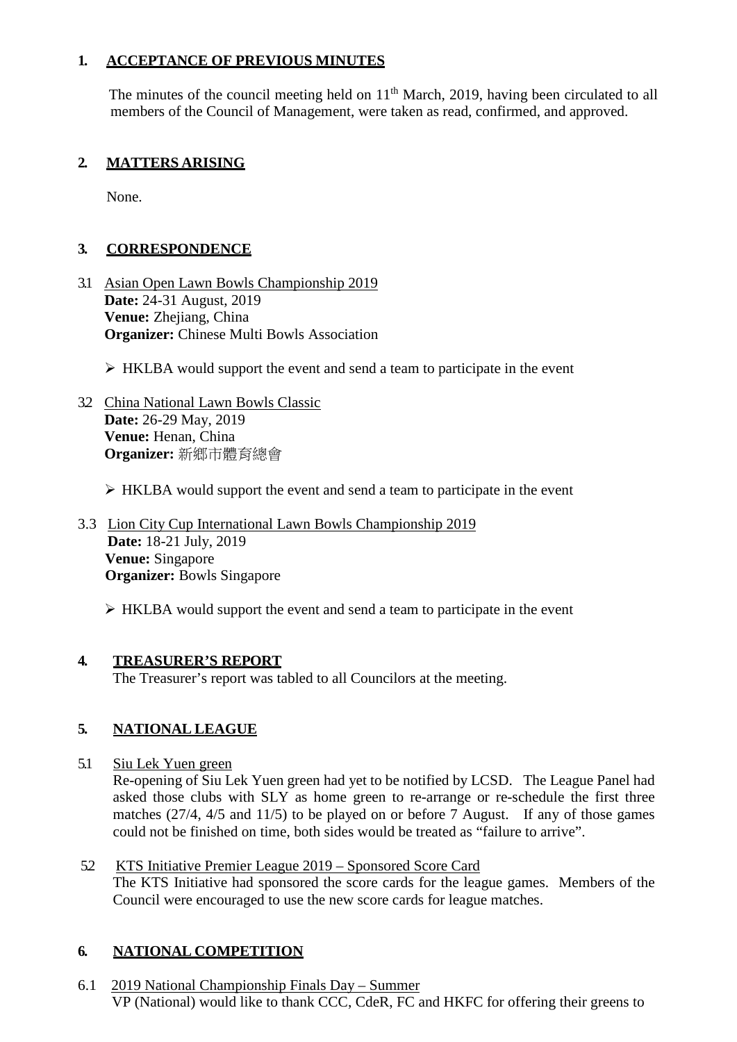## 1. ACCEPTANCE OF PREVIOUS MINUTES

The minutes of the council meeting held on 11th March, 2019, having been circulated to all members of the Council of Management, were taken as read, confirmed, and approved.

## 2. MATTERS ARISING

None.

## 3. CORRESPONDENCE

3.1 Asian Open Lawn Bowls Championship 2019
**Date:** 24-31 August, 2019
**Venue:** Zhejiang, China
**Organizer:** Chinese Multi Bowls Association

- HKLBA would support the event and send a team to participate in the event

3.2 China National Lawn Bowls Classic
**Date:** 26-29 May, 2019
**Venue:** Henan, China
**Organizer:** 新鄉市體育總會

- HKLBA would support the event and send a team to participate in the event

3.3 Lion City Cup International Lawn Bowls Championship 2019
**Date:** 18-21 July, 2019
**Venue:** Singapore
**Organizer:** Bowls Singapore

- HKLBA would support the event and send a team to participate in the event

## 4. TREASURER'S REPORT

The Treasurer's report was tabled to all Councilors at the meeting.

## 5. NATIONAL LEAGUE

5.1 Siu Lek Yuen green

Re-opening of Siu Lek Yuen green had yet to be notified by LCSD. The League Panel had asked those clubs with SLY as home green to re-arrange or re-schedule the first three matches (27/4, 4/5 and 11/5) to be played on or before 7 August. If any of those games could not be finished on time, both sides would be treated as "failure to arrive".

5.2 KTS Initiative Premier League 2019 – Sponsored Score Card

The KTS Initiative had sponsored the score cards for the league games. Members of the Council were encouraged to use the new score cards for league matches.

## 6. NATIONAL COMPETITION

6.1 2019 National Championship Finals Day – Summer

VP (National) would like to thank CCC, CdeR, FC and HKFC for offering their greens to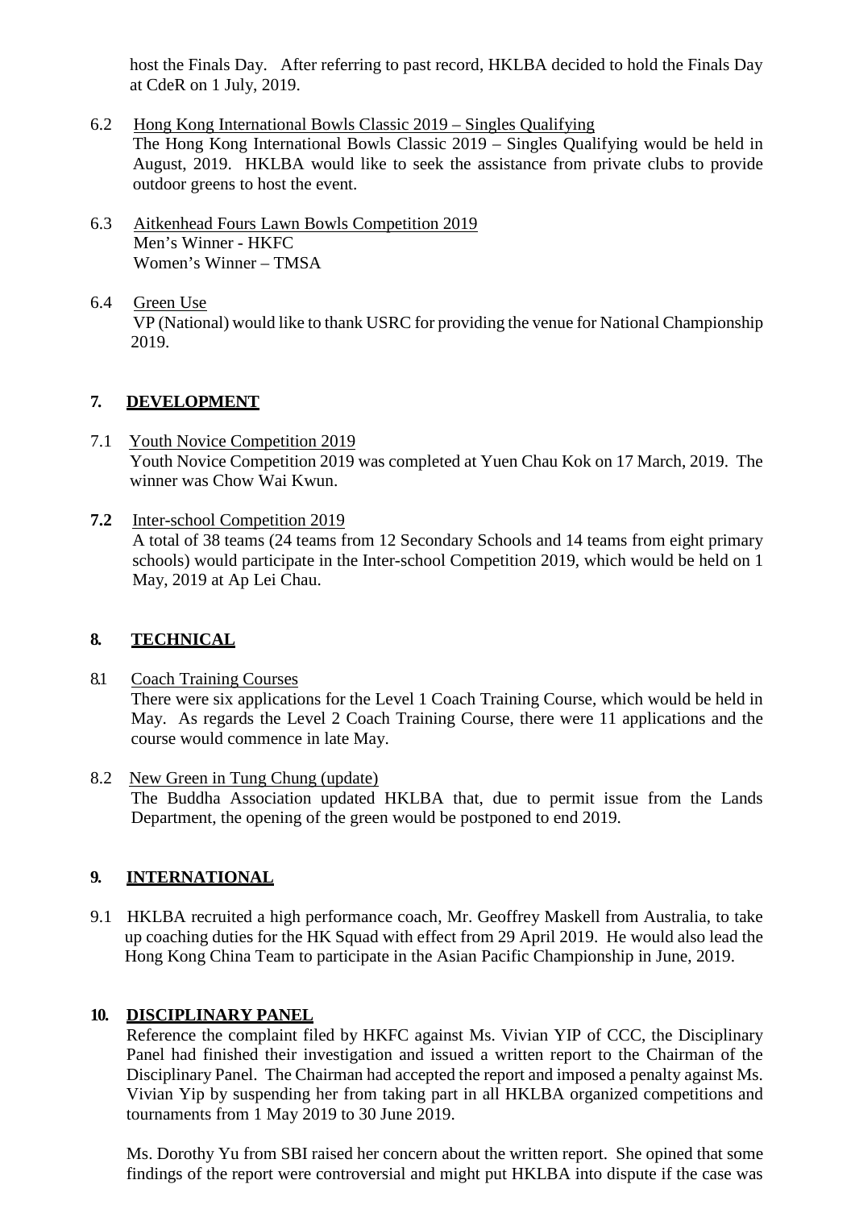host the Finals Day. After referring to past record, HKLBA decided to hold the Finals Day at CdeR on 1 July, 2019.

6.2 Hong Kong International Bowls Classic 2019 – Singles Qualifying
The Hong Kong International Bowls Classic 2019 – Singles Qualifying would be held in August, 2019. HKLBA would like to seek the assistance from private clubs to provide outdoor greens to host the event.

6.3 Aitkenhead Fours Lawn Bowls Competition 2019
Men's Winner - HKFC
Women's Winner – TMSA

6.4 Green Use
VP (National) would like to thank USRC for providing the venue for National Championship 2019.

## 7. DEVELOPMENT

7.1 Youth Novice Competition 2019
Youth Novice Competition 2019 was completed at Yuen Chau Kok on 17 March, 2019. The winner was Chow Wai Kwun.

**7.2** Inter-school Competition 2019
A total of 38 teams (24 teams from 12 Secondary Schools and 14 teams from eight primary schools) would participate in the Inter-school Competition 2019, which would be held on 1 May, 2019 at Ap Lei Chau.

## 8. TECHNICAL

8.1 Coach Training Courses
There were six applications for the Level 1 Coach Training Course, which would be held in May. As regards the Level 2 Coach Training Course, there were 11 applications and the course would commence in late May.

8.2 New Green in Tung Chung (update)
The Buddha Association updated HKLBA that, due to permit issue from the Lands Department, the opening of the green would be postponed to end 2019.

## 9. INTERNATIONAL

9.1 HKLBA recruited a high performance coach, Mr. Geoffrey Maskell from Australia, to take up coaching duties for the HK Squad with effect from 29 April 2019. He would also lead the Hong Kong China Team to participate in the Asian Pacific Championship in June, 2019.

## 10. DISCIPLINARY PANEL

Reference the complaint filed by HKFC against Ms. Vivian YIP of CCC, the Disciplinary Panel had finished their investigation and issued a written report to the Chairman of the Disciplinary Panel. The Chairman had accepted the report and imposed a penalty against Ms. Vivian Yip by suspending her from taking part in all HKLBA organized competitions and tournaments from 1 May 2019 to 30 June 2019.

Ms. Dorothy Yu from SBI raised her concern about the written report. She opined that some findings of the report were controversial and might put HKLBA into dispute if the case was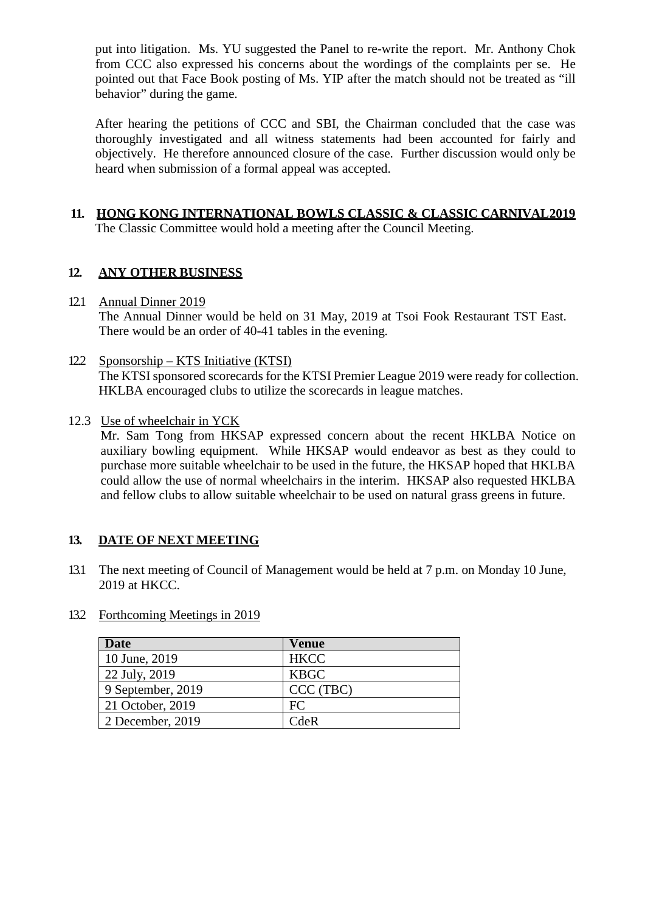put into litigation. Ms. YU suggested the Panel to re-write the report. Mr. Anthony Chok from CCC also expressed his concerns about the wordings of the complaints per se. He pointed out that Face Book posting of Ms. YIP after the match should not be treated as "ill behavior" during the game.

After hearing the petitions of CCC and SBI, the Chairman concluded that the case was thoroughly investigated and all witness statements had been accounted for fairly and objectively. He therefore announced closure of the case. Further discussion would only be heard when submission of a formal appeal was accepted.

## 11. HONG KONG INTERNATIONAL BOWLS CLASSIC & CLASSIC CARNIVAL2019

The Classic Committee would hold a meeting after the Council Meeting.

## 12. ANY OTHER BUSINESS

12.1 Annual Dinner 2019

The Annual Dinner would be held on 31 May, 2019 at Tsoi Fook Restaurant TST East. There would be an order of 40-41 tables in the evening.

12.2 Sponsorship – KTS Initiative (KTSI)

The KTSI sponsored scorecards for the KTSI Premier League 2019 were ready for collection. HKLBA encouraged clubs to utilize the scorecards in league matches.

12.3 Use of wheelchair in YCK

Mr. Sam Tong from HKSAP expressed concern about the recent HKLBA Notice on auxiliary bowling equipment. While HKSAP would endeavor as best as they could to purchase more suitable wheelchair to be used in the future, the HKSAP hoped that HKLBA could allow the use of normal wheelchairs in the interim. HKSAP also requested HKLBA and fellow clubs to allow suitable wheelchair to be used on natural grass greens in future.

## 13. DATE OF NEXT MEETING

13.1 The next meeting of Council of Management would be held at 7 p.m. on Monday 10 June, 2019 at HKCC.

13.2 Forthcoming Meetings in 2019

| Date | Venue |
|---|---|
| 10 June, 2019 | HKCC |
| 22 July, 2019 | KBGC |
| 9 September, 2019 | CCC (TBC) |
| 21 October, 2019 | FC |
| 2 December, 2019 | CdeR |